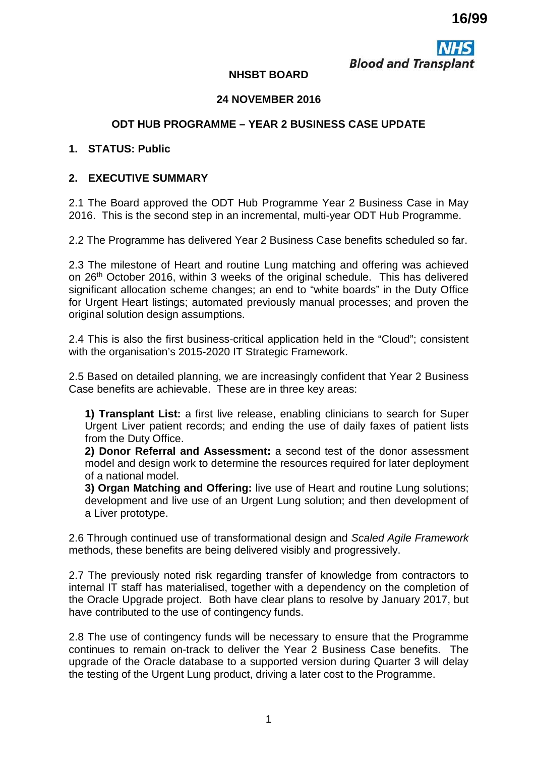16/99

NHS Blood and Transplant

**NHSBT BOARD**

**24 NOVEMBER 2016**

**ODT HUB PROGRAMME – YEAR 2 BUSINESS CASE UPDATE**

## 1. STATUS: Public

## 2. EXECUTIVE SUMMARY

2.1 The Board approved the ODT Hub Programme Year 2 Business Case in May 2016. This is the second step in an incremental, multi-year ODT Hub Programme.

2.2 The Programme has delivered Year 2 Business Case benefits scheduled so far.

2.3 The milestone of Heart and routine Lung matching and offering was achieved on 26th October 2016, within 3 weeks of the original schedule. This has delivered significant allocation scheme changes; an end to "white boards" in the Duty Office for Urgent Heart listings; automated previously manual processes; and proven the original solution design assumptions.

2.4 This is also the first business-critical application held in the "Cloud"; consistent with the organisation's 2015-2020 IT Strategic Framework.

2.5 Based on detailed planning, we are increasingly confident that Year 2 Business Case benefits are achievable. These are in three key areas:

> **1) Transplant List:** a first live release, enabling clinicians to search for Super Urgent Liver patient records; and ending the use of daily faxes of patient lists from the Duty Office.
> **2) Donor Referral and Assessment:** a second test of the donor assessment model and design work to determine the resources required for later deployment of a national model.
> **3) Organ Matching and Offering:** live use of Heart and routine Lung solutions; development and live use of an Urgent Lung solution; and then development of a Liver prototype.

2.6 Through continued use of transformational design and *Scaled Agile Framework* methods, these benefits are being delivered visibly and progressively.

2.7 The previously noted risk regarding transfer of knowledge from contractors to internal IT staff has materialised, together with a dependency on the completion of the Oracle Upgrade project. Both have clear plans to resolve by January 2017, but have contributed to the use of contingency funds.

2.8 The use of contingency funds will be necessary to ensure that the Programme continues to remain on-track to deliver the Year 2 Business Case benefits. The upgrade of the Oracle database to a supported version during Quarter 3 will delay the testing of the Urgent Lung product, driving a later cost to the Programme.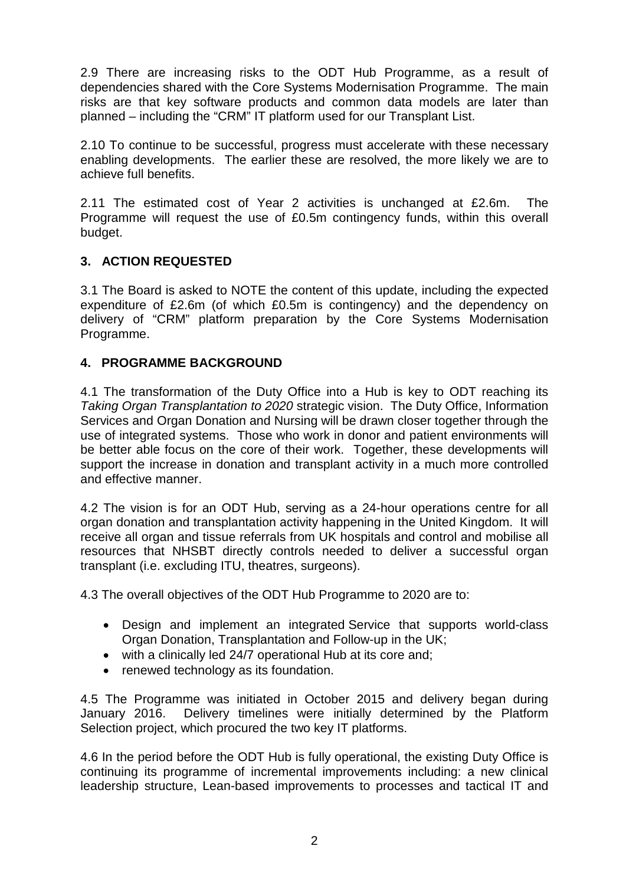2.9 There are increasing risks to the ODT Hub Programme, as a result of dependencies shared with the Core Systems Modernisation Programme. The main risks are that key software products and common data models are later than planned – including the "CRM" IT platform used for our Transplant List.

2.10 To continue to be successful, progress must accelerate with these necessary enabling developments. The earlier these are resolved, the more likely we are to achieve full benefits.

2.11 The estimated cost of Year 2 activities is unchanged at £2.6m. The Programme will request the use of £0.5m contingency funds, within this overall budget.

## 3. ACTION REQUESTED

3.1 The Board is asked to NOTE the content of this update, including the expected expenditure of £2.6m (of which £0.5m is contingency) and the dependency on delivery of "CRM" platform preparation by the Core Systems Modernisation Programme.

## 4. PROGRAMME BACKGROUND

4.1 The transformation of the Duty Office into a Hub is key to ODT reaching its *Taking Organ Transplantation to 2020* strategic vision. The Duty Office, Information Services and Organ Donation and Nursing will be drawn closer together through the use of integrated systems. Those who work in donor and patient environments will be better able focus on the core of their work. Together, these developments will support the increase in donation and transplant activity in a much more controlled and effective manner.

4.2 The vision is for an ODT Hub, serving as a 24-hour operations centre for all organ donation and transplantation activity happening in the United Kingdom. It will receive all organ and tissue referrals from UK hospitals and control and mobilise all resources that NHSBT directly controls needed to deliver a successful organ transplant (i.e. excluding ITU, theatres, surgeons).

4.3 The overall objectives of the ODT Hub Programme to 2020 are to:

- Design and implement an integrated Service that supports world-class Organ Donation, Transplantation and Follow-up in the UK;
- with a clinically led 24/7 operational Hub at its core and;
- renewed technology as its foundation.

4.5 The Programme was initiated in October 2015 and delivery began during January 2016. Delivery timelines were initially determined by the Platform Selection project, which procured the two key IT platforms.

4.6 In the period before the ODT Hub is fully operational, the existing Duty Office is continuing its programme of incremental improvements including: a new clinical leadership structure, Lean-based improvements to processes and tactical IT and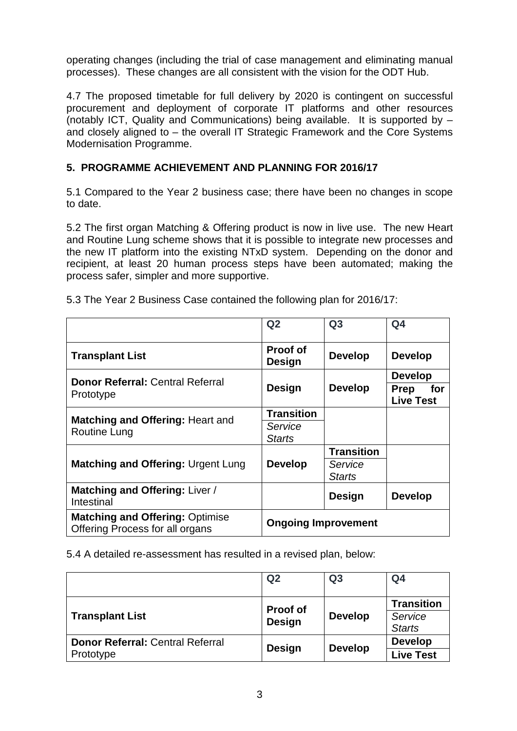operating changes (including the trial of case management and eliminating manual processes). These changes are all consistent with the vision for the ODT Hub.

4.7 The proposed timetable for full delivery by 2020 is contingent on successful procurement and deployment of corporate IT platforms and other resources (notably ICT, Quality and Communications) being available. It is supported by – and closely aligned to – the overall IT Strategic Framework and the Core Systems Modernisation Programme.

## 5. PROGRAMME ACHIEVEMENT AND PLANNING FOR 2016/17

5.1 Compared to the Year 2 business case; there have been no changes in scope to date.

5.2 The first organ Matching & Offering product is now in live use. The new Heart and Routine Lung scheme shows that it is possible to integrate new processes and the new IT platform into the existing NTxD system. Depending on the donor and recipient, at least 20 human process steps have been automated; making the process safer, simpler and more supportive.

5.3 The Year 2 Business Case contained the following plan for 2016/17:

| | Q2 | Q3 | Q4 |
|---|---|---|---|
| **Transplant List** | **Proof of Design** | **Develop** | **Develop** |
| **Donor Referral:** Central Referral Prototype | **Design** | **Develop** | **Develop** / **Prep for Live Test** |
| **Matching and Offering:** Heart and Routine Lung | **Transition** / *Service Starts* | | |
| **Matching and Offering:** Urgent Lung | **Develop** | **Transition** / *Service Starts* | |
| **Matching and Offering:** Liver / Intestinal | | **Design** | **Develop** |
| **Matching and Offering:** Optimise Offering Process for all organs | **Ongoing Improvement** | | |

5.4 A detailed re-assessment has resulted in a revised plan, below:

| | Q2 | Q3 | Q4 |
|---|---|---|---|
| **Transplant List** | **Proof of Design** | **Develop** | **Transition** / *Service Starts* |
| **Donor Referral:** Central Referral Prototype | **Design** | **Develop** | **Develop** / **Live Test** |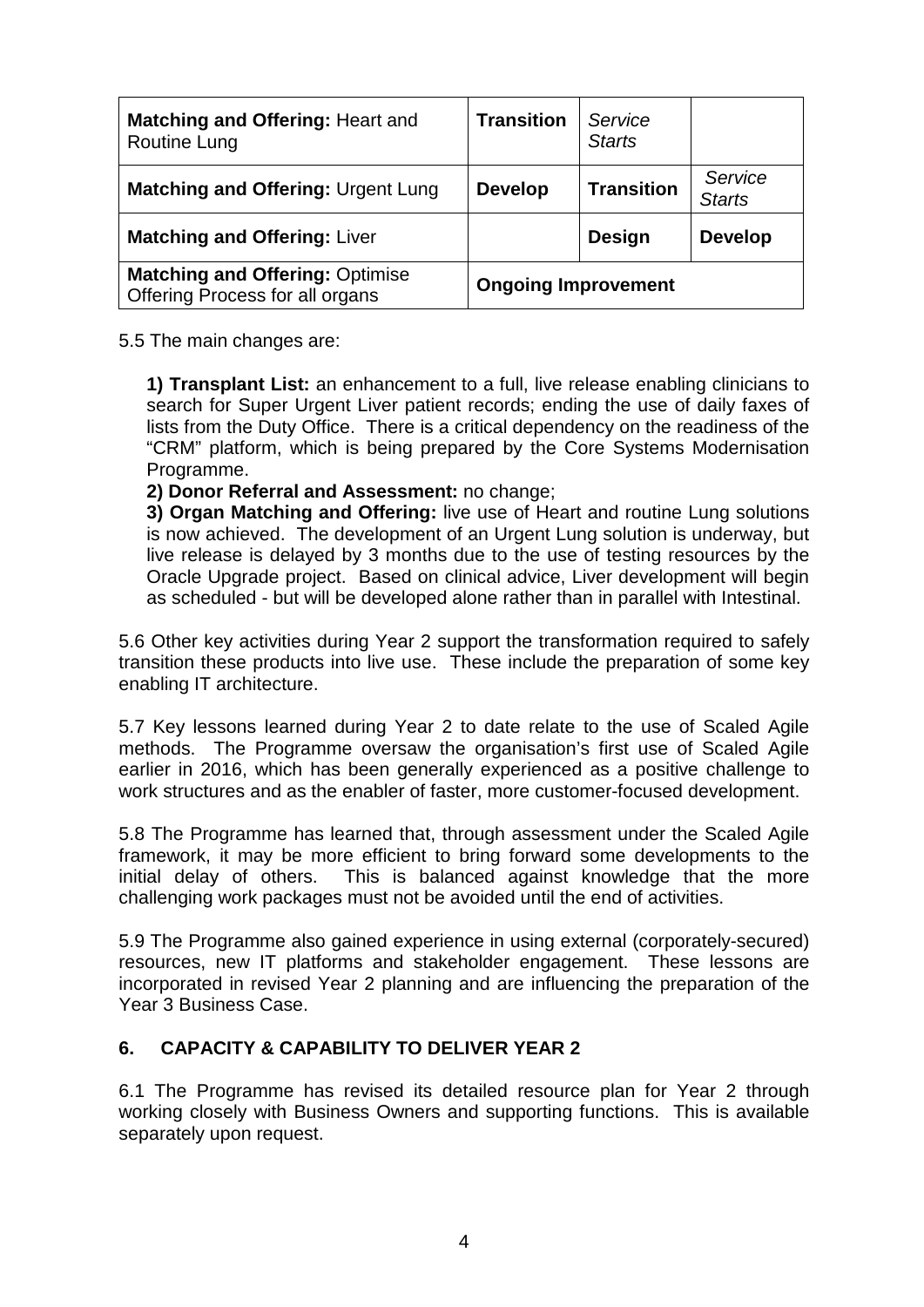| | | | |
|---|---|---|---|
| **Matching and Offering:** Heart and Routine Lung | **Transition** | *Service Starts* | |
| **Matching and Offering:** Urgent Lung | **Develop** | **Transition** | *Service Starts* |
| **Matching and Offering:** Liver | | **Design** | **Develop** |
| **Matching and Offering:** Optimise Offering Process for all organs | **Ongoing Improvement** | | |

5.5 The main changes are:

**1) Transplant List:** an enhancement to a full, live release enabling clinicians to search for Super Urgent Liver patient records; ending the use of daily faxes of lists from the Duty Office. There is a critical dependency on the readiness of the "CRM" platform, which is being prepared by the Core Systems Modernisation Programme.
**2) Donor Referral and Assessment:** no change;
**3) Organ Matching and Offering:** live use of Heart and routine Lung solutions is now achieved. The development of an Urgent Lung solution is underway, but live release is delayed by 3 months due to the use of testing resources by the Oracle Upgrade project. Based on clinical advice, Liver development will begin as scheduled - but will be developed alone rather than in parallel with Intestinal.

5.6 Other key activities during Year 2 support the transformation required to safely transition these products into live use. These include the preparation of some key enabling IT architecture.

5.7 Key lessons learned during Year 2 to date relate to the use of Scaled Agile methods. The Programme oversaw the organisation's first use of Scaled Agile earlier in 2016, which has been generally experienced as a positive challenge to work structures and as the enabler of faster, more customer-focused development.

5.8 The Programme has learned that, through assessment under the Scaled Agile framework, it may be more efficient to bring forward some developments to the initial delay of others. This is balanced against knowledge that the more challenging work packages must not be avoided until the end of activities.

5.9 The Programme also gained experience in using external (corporately-secured) resources, new IT platforms and stakeholder engagement. These lessons are incorporated in revised Year 2 planning and are influencing the preparation of the Year 3 Business Case.

## 6. CAPACITY & CAPABILITY TO DELIVER YEAR 2

6.1 The Programme has revised its detailed resource plan for Year 2 through working closely with Business Owners and supporting functions. This is available separately upon request.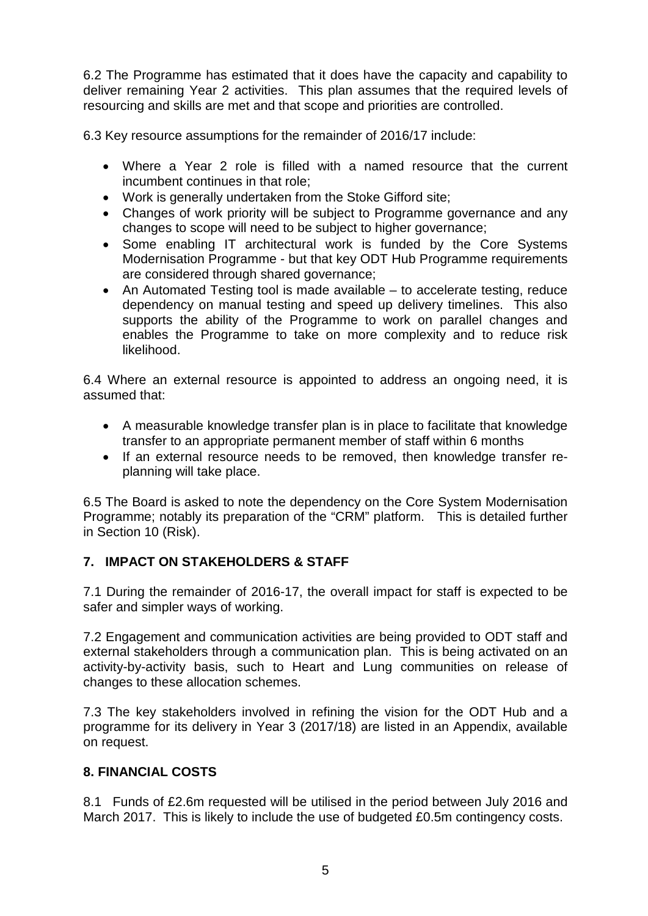6.2 The Programme has estimated that it does have the capacity and capability to deliver remaining Year 2 activities. This plan assumes that the required levels of resourcing and skills are met and that scope and priorities are controlled.

6.3 Key resource assumptions for the remainder of 2016/17 include:

- Where a Year 2 role is filled with a named resource that the current incumbent continues in that role;
- Work is generally undertaken from the Stoke Gifford site;
- Changes of work priority will be subject to Programme governance and any changes to scope will need to be subject to higher governance;
- Some enabling IT architectural work is funded by the Core Systems Modernisation Programme - but that key ODT Hub Programme requirements are considered through shared governance;
- An Automated Testing tool is made available – to accelerate testing, reduce dependency on manual testing and speed up delivery timelines. This also supports the ability of the Programme to work on parallel changes and enables the Programme to take on more complexity and to reduce risk likelihood.

6.4 Where an external resource is appointed to address an ongoing need, it is assumed that:

- A measurable knowledge transfer plan is in place to facilitate that knowledge transfer to an appropriate permanent member of staff within 6 months
- If an external resource needs to be removed, then knowledge transfer re-planning will take place.

6.5 The Board is asked to note the dependency on the Core System Modernisation Programme; notably its preparation of the "CRM" platform. This is detailed further in Section 10 (Risk).

## 7. IMPACT ON STAKEHOLDERS & STAFF

7.1 During the remainder of 2016-17, the overall impact for staff is expected to be safer and simpler ways of working.

7.2 Engagement and communication activities are being provided to ODT staff and external stakeholders through a communication plan. This is being activated on an activity-by-activity basis, such to Heart and Lung communities on release of changes to these allocation schemes.

7.3 The key stakeholders involved in refining the vision for the ODT Hub and a programme for its delivery in Year 3 (2017/18) are listed in an Appendix, available on request.

## 8. FINANCIAL COSTS

8.1 Funds of £2.6m requested will be utilised in the period between July 2016 and March 2017. This is likely to include the use of budgeted £0.5m contingency costs.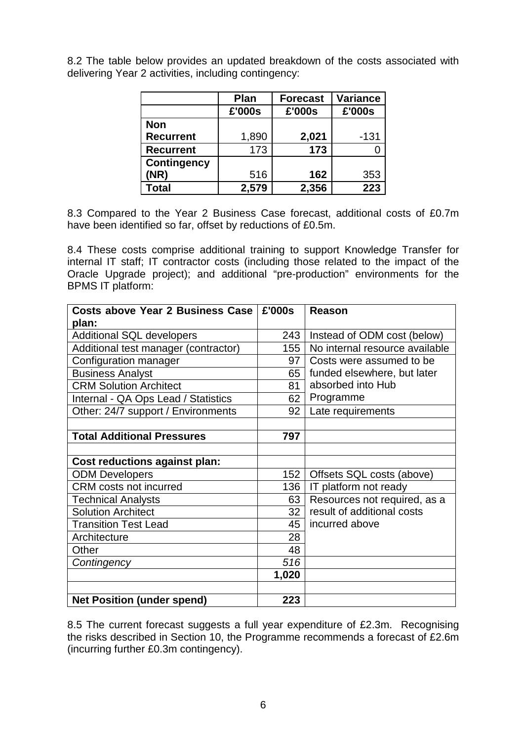8.2 The table below provides an updated breakdown of the costs associated with delivering Year 2 activities, including contingency:

| | Plan | Forecast | Variance |
|---|---|---|---|
| | £'000s | £'000s | £'000s |
| **Non Recurrent** | 1,890 | **2,021** | -131 |
| **Recurrent** | 173 | **173** | 0 |
| **Contingency (NR)** | 516 | **162** | 353 |
| **Total** | **2,579** | **2,356** | **223** |

8.3 Compared to the Year 2 Business Case forecast, additional costs of £0.7m have been identified so far, offset by reductions of £0.5m.

8.4 These costs comprise additional training to support Knowledge Transfer for internal IT staff; IT contractor costs (including those related to the impact of the Oracle Upgrade project); and additional "pre-production" environments for the BPMS IT platform:

| **Costs above Year 2 Business Case plan:** | **£'000s** | **Reason** |
|---|---|---|
| Additional SQL developers | 243 | Instead of ODM cost (below) |
| Additional test manager (contractor) | 155 | No internal resource available |
| Configuration manager | 97 | Costs were assumed to be funded elsewhere, but later absorbed into Hub Programme |
| Business Analyst | 65 | |
| CRM Solution Architect | 81 | |
| Internal - QA Ops Lead / Statistics | 62 | |
| Other: 24/7 support / Environments | 92 | Late requirements |
| | | |
| **Total Additional Pressures** | **797** | |
| | | |
| **Cost reductions against plan:** | | |
| ODM Developers | 152 | Offsets SQL costs (above) |
| CRM costs not incurred | 136 | IT platform not ready |
| Technical Analysts | 63 | Resources not required, as a result of additional costs incurred above |
| Solution Architect | 32 | |
| Transition Test Lead | 45 | |
| Architecture | 28 | |
| Other | 48 | |
| *Contingency* | *516* | |
| | **1,020** | |
| | | |
| **Net Position (under spend)** | **223** | |

8.5 The current forecast suggests a full year expenditure of £2.3m. Recognising the risks described in Section 10, the Programme recommends a forecast of £2.6m (incurring further £0.3m contingency).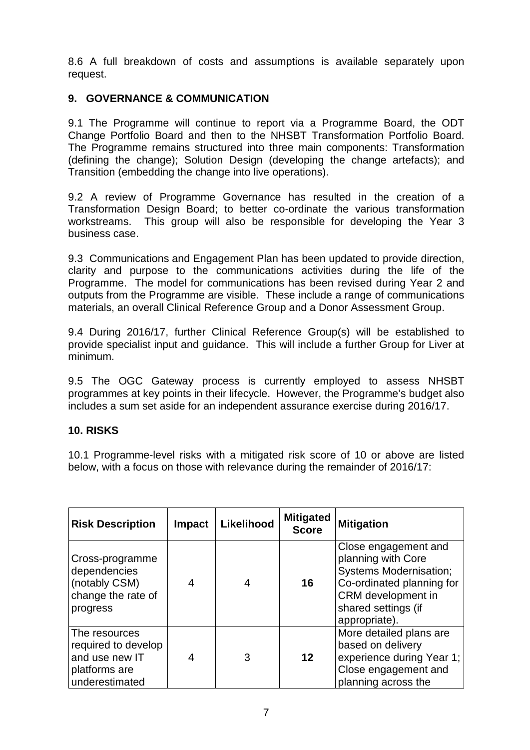8.6 A full breakdown of costs and assumptions is available separately upon request.

## 9. GOVERNANCE & COMMUNICATION

9.1 The Programme will continue to report via a Programme Board, the ODT Change Portfolio Board and then to the NHSBT Transformation Portfolio Board. The Programme remains structured into three main components: Transformation (defining the change); Solution Design (developing the change artefacts); and Transition (embedding the change into live operations).

9.2 A review of Programme Governance has resulted in the creation of a Transformation Design Board; to better co-ordinate the various transformation workstreams. This group will also be responsible for developing the Year 3 business case.

9.3 Communications and Engagement Plan has been updated to provide direction, clarity and purpose to the communications activities during the life of the Programme. The model for communications has been revised during Year 2 and outputs from the Programme are visible. These include a range of communications materials, an overall Clinical Reference Group and a Donor Assessment Group.

9.4 During 2016/17, further Clinical Reference Group(s) will be established to provide specialist input and guidance. This will include a further Group for Liver at minimum.

9.5 The OGC Gateway process is currently employed to assess NHSBT programmes at key points in their lifecycle. However, the Programme's budget also includes a sum set aside for an independent assurance exercise during 2016/17.

## 10. RISKS

10.1 Programme-level risks with a mitigated risk score of 10 or above are listed below, with a focus on those with relevance during the remainder of 2016/17:

| Risk Description | Impact | Likelihood | Mitigated Score | Mitigation |
|---|---|---|---|---|
| Cross-programme dependencies (notably CSM) change the rate of progress | 4 | 4 | **16** | Close engagement and planning with Core Systems Modernisation; Co-ordinated planning for CRM development in shared settings (if appropriate). |
| The resources required to develop and use new IT platforms are underestimated | 4 | 3 | **12** | More detailed plans are based on delivery experience during Year 1; Close engagement and planning across the |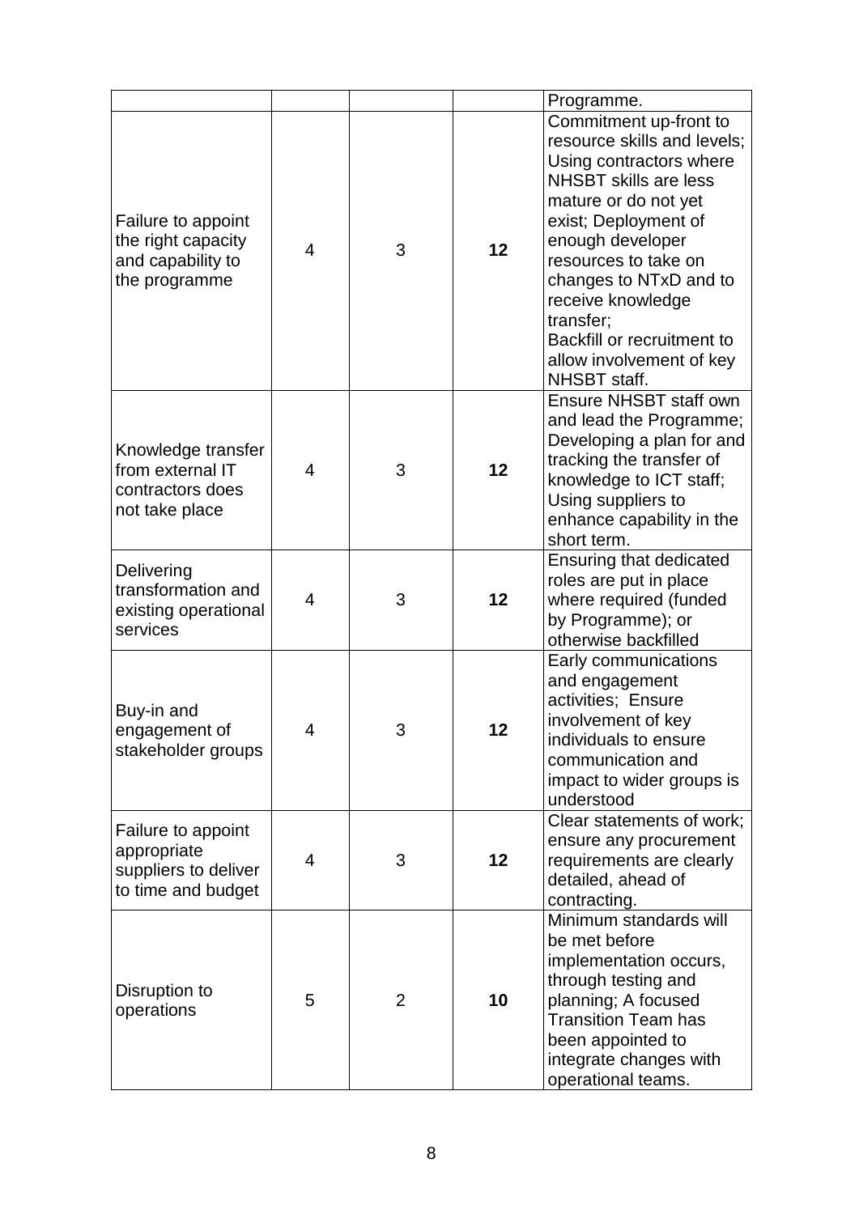| | | | | |
|---|---|---|---|---|
| | | | | Programme. |
| Failure to appoint the right capacity and capability to the programme | 4 | 3 | **12** | Commitment up-front to resource skills and levels; Using contractors where NHSBT skills are less mature or do not yet exist; Deployment of enough developer resources to take on changes to NTxD and to receive knowledge transfer; Backfill or recruitment to allow involvement of key NHSBT staff. |
| Knowledge transfer from external IT contractors does not take place | 4 | 3 | **12** | Ensure NHSBT staff own and lead the Programme; Developing a plan for and tracking the transfer of knowledge to ICT staff; Using suppliers to enhance capability in the short term. |
| Delivering transformation and existing operational services | 4 | 3 | **12** | Ensuring that dedicated roles are put in place where required (funded by Programme); or otherwise backfilled |
| Buy-in and engagement of stakeholder groups | 4 | 3 | **12** | Early communications and engagement activities; Ensure involvement of key individuals to ensure communication and impact to wider groups is understood |
| Failure to appoint appropriate suppliers to deliver to time and budget | 4 | 3 | **12** | Clear statements of work; ensure any procurement requirements are clearly detailed, ahead of contracting. |
| Disruption to operations | 5 | 2 | **10** | Minimum standards will be met before implementation occurs, through testing and planning; A focused Transition Team has been appointed to integrate changes with operational teams. |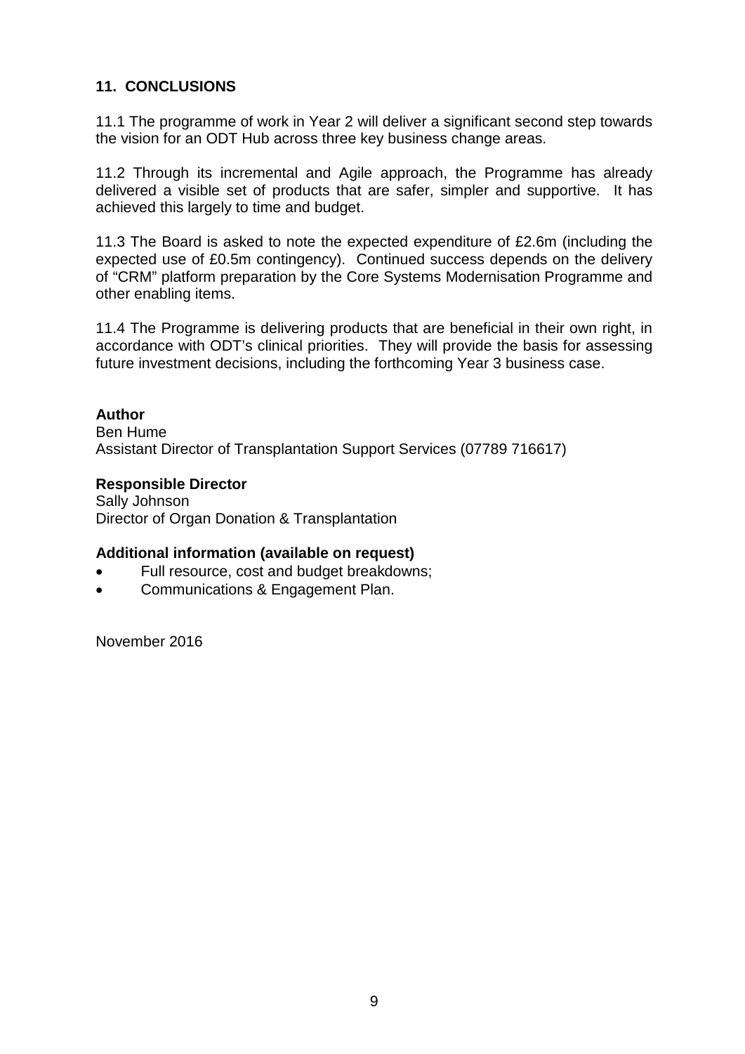## 11. CONCLUSIONS

11.1 The programme of work in Year 2 will deliver a significant second step towards the vision for an ODT Hub across three key business change areas.

11.2 Through its incremental and Agile approach, the Programme has already delivered a visible set of products that are safer, simpler and supportive. It has achieved this largely to time and budget.

11.3 The Board is asked to note the expected expenditure of £2.6m (including the expected use of £0.5m contingency). Continued success depends on the delivery of "CRM" platform preparation by the Core Systems Modernisation Programme and other enabling items.

11.4 The Programme is delivering products that are beneficial in their own right, in accordance with ODT's clinical priorities. They will provide the basis for assessing future investment decisions, including the forthcoming Year 3 business case.

**Author**
Ben Hume
Assistant Director of Transplantation Support Services (07789 716617)

**Responsible Director**
Sally Johnson
Director of Organ Donation & Transplantation

**Additional information (available on request)**

- Full resource, cost and budget breakdowns;
- Communications & Engagement Plan.

November 2016